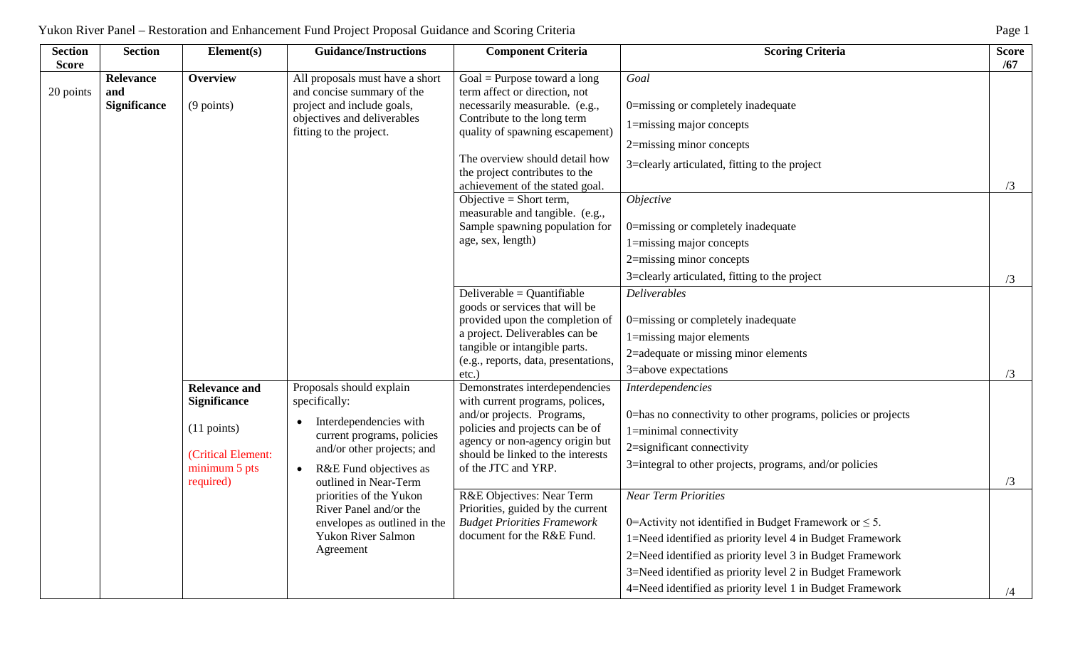| Section Score | Section | Element(s) | Guidance/Instructions | Component Criteria | Scoring Criteria | Score /67 |
|---|---|---|---|---|---|---|
| 20 points | **Relevance and Significance** | **Overview** (9 points) | All proposals must have a short and concise summary of the project and include goals, objectives and deliverables fitting to the project. | Goal = Purpose toward a long term affect or direction, not necessarily measurable. (e.g., Contribute to the long term quality of spawning escapement) The overview should detail how the project contributes to the achievement of the stated goal. | *Goal* 0=missing or completely inadequate 1=missing major concepts 2=missing minor concepts 3=clearly articulated, fitting to the project | /3 |
| | | | | Objective = Short term, measurable and tangible. (e.g., Sample spawning population for age, sex, length) | *Objective* 0=missing or completely inadequate 1=missing major concepts 2=missing minor concepts 3=clearly articulated, fitting to the project | /3 |
| | | | | Deliverable = Quantifiable goods or services that will be provided upon the completion of a project. Deliverables can be tangible or intangible parts. (e.g., reports, data, presentations, etc.) | *Deliverables* 0=missing or completely inadequate 1=missing major elements 2=adequate or missing minor elements 3=above expectations | /3 |
| | | **Relevance and Significance** (11 points) (Critical Element: minimum 5 pts required) | Proposals should explain specifically: • Interdependencies with current programs, policies and/or other projects; and • R&E Fund objectives as outlined in Near-Term priorities of the Yukon River Panel and/or the envelopes as outlined in the Yukon River Salmon Agreement | Demonstrates interdependencies with current programs, polices, and/or projects. Programs, policies and projects can be of agency or non-agency origin but should be linked to the interests of the JTC and YRP. | *Interdependencies* 0=has no connectivity to other programs, policies or projects 1=minimal connectivity 2=significant connectivity 3=integral to other projects, programs, and/or policies | /3 |
| | | | | R&E Objectives: Near Term Priorities, guided by the current *Budget Priorities Framework* document for the R&E Fund. | *Near Term Priorities* 0=Activity not identified in Budget Framework or ≤ 5. 1=Need identified as priority level 4 in Budget Framework 2=Need identified as priority level 3 in Budget Framework 3=Need identified as priority level 2 in Budget Framework 4=Need identified as priority level 1 in Budget Framework | /4 |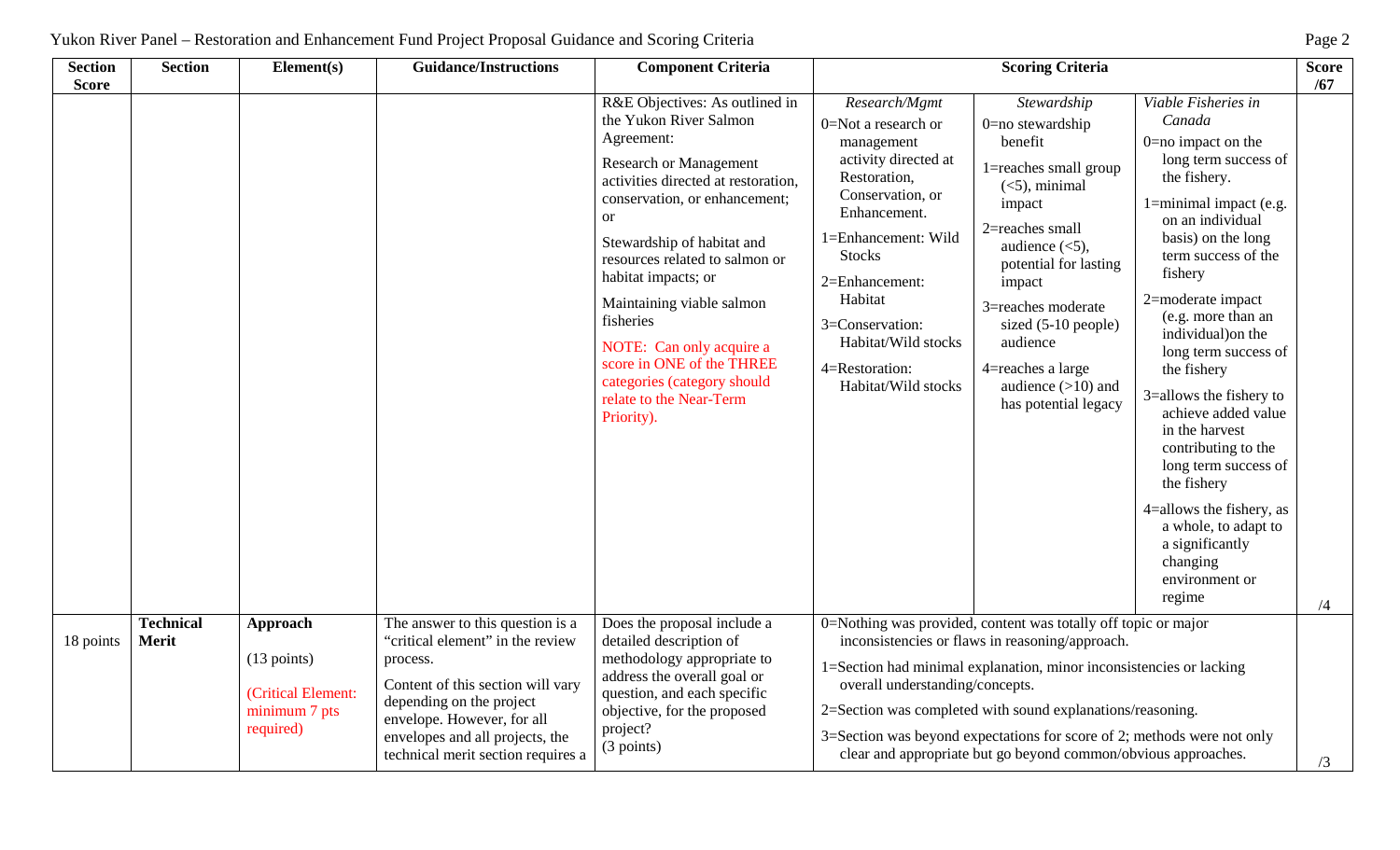| Section Score | Section | Element(s) | Guidance/Instructions | Component Criteria | Scoring Criteria | | | Score /67 |
|---|---|---|---|---|---|---|---|---|
| | | | | R&E Objectives: As outlined in the Yukon River Salmon Agreement:<br><br>Research or Management activities directed at restoration, conservation, or enhancement; or<br><br>Stewardship of habitat and resources related to salmon or habitat impacts; or<br><br>Maintaining viable salmon fisheries<br><br>NOTE: Can only acquire a score in ONE of the THREE categories (category should relate to the Near-Term Priority). | *Research/Mgmt*<br>0=Not a research or management activity directed at Restoration, Conservation, or Enhancement.<br>1=Enhancement: Wild Stocks<br>2=Enhancement: Habitat<br>3=Conservation: Habitat/Wild stocks<br>4=Restoration: Habitat/Wild stocks | *Stewardship*<br>0=no stewardship benefit<br>1=reaches small group (<5), minimal impact<br>2=reaches small audience (<5), potential for lasting impact<br>3=reaches moderate sized (5-10 people) audience<br>4=reaches a large audience (>10) and has potential legacy | *Viable Fisheries in Canada*<br>0=no impact on the long term success of the fishery.<br>1=minimal impact (e.g. on an individual basis) on the long term success of the fishery<br>2=moderate impact (e.g. more than an individual)on the long term success of the fishery<br>3=allows the fishery to achieve added value in the harvest contributing to the long term success of the fishery<br>4=allows the fishery, as a whole, to adapt to a significantly changing environment or regime | /4 |
| 18 points | **Technical Merit** | **Approach**<br><br>(13 points)<br><br>(Critical Element: minimum 7 pts required) | The answer to this question is a "critical element" in the review process.<br><br>Content of this section will vary depending on the project envelope. However, for all envelopes and all projects, the technical merit section requires a | Does the proposal include a detailed description of methodology appropriate to address the overall goal or question, and each specific objective, for the proposed project?<br>(3 points) | 0=Nothing was provided, content was totally off topic or major inconsistencies or flaws in reasoning/approach.<br>1=Section had minimal explanation, minor inconsistencies or lacking overall understanding/concepts.<br>2=Section was completed with sound explanations/reasoning.<br>3=Section was beyond expectations for score of 2; methods were not only clear and appropriate but go beyond common/obvious approaches. | | | /3 |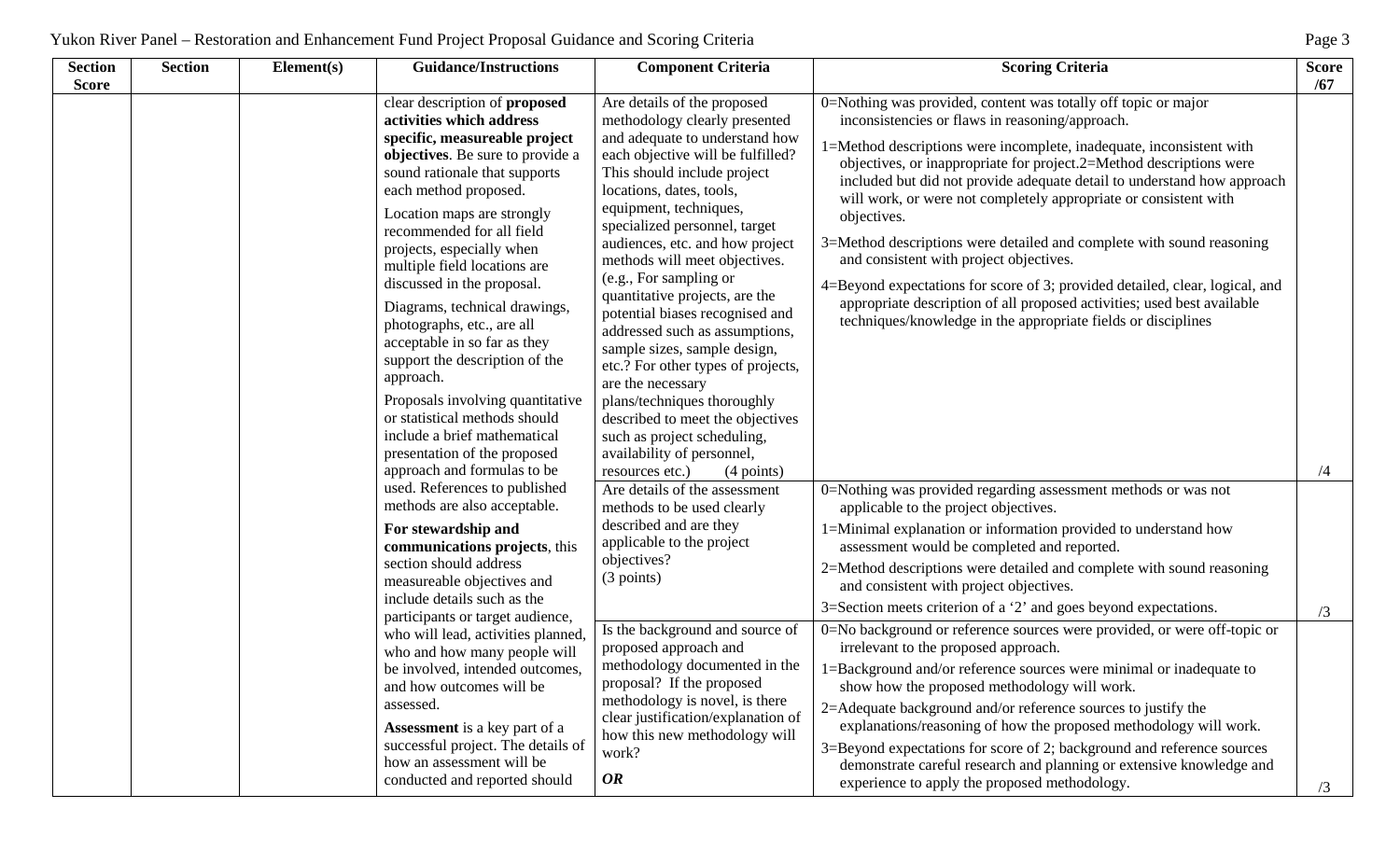| Section Score | Section | Element(s) | Guidance/Instructions | Component Criteria | Scoring Criteria | Score /67 |
|---|---|---|---|---|---|---|
| | | | clear description of **proposed activities which address specific, measureable project objectives**. Be sure to provide a sound rationale that supports each method proposed.<br><br>Location maps are strongly recommended for all field projects, especially when multiple field locations are discussed in the proposal.<br><br>Diagrams, technical drawings, photographs, etc., are all acceptable in so far as they support the description of the approach.<br><br>Proposals involving quantitative or statistical methods should include a brief mathematical presentation of the proposed approach and formulas to be used. References to published methods are also acceptable.<br><br>**For stewardship and communications projects**, this section should address measureable objectives and include details such as the participants or target audience, who will lead, activities planned, who and how many people will be involved, intended outcomes, and how outcomes will be assessed.<br><br>**Assessment** is a key part of a successful project. The details of how an assessment will be conducted and reported should | Are details of the proposed methodology clearly presented and adequate to understand how each objective will be fulfilled? This should include project locations, dates, tools, equipment, techniques, specialized personnel, target audiences, etc. and how project methods will meet objectives. (e.g., For sampling or quantitative projects, are the potential biases recognised and addressed such as assumptions, sample sizes, sample design, etc.? For other types of projects, are the necessary plans/techniques thoroughly described to meet the objectives such as project scheduling, availability of personnel, resources etc.) (4 points) | 0=Nothing was provided, content was totally off topic or major inconsistencies or flaws in reasoning/approach.<br><br>1=Method descriptions were incomplete, inadequate, inconsistent with objectives, or inappropriate for project.2=Method descriptions were included but did not provide adequate detail to understand how approach will work, or were not completely appropriate or consistent with objectives.<br><br>3=Method descriptions were detailed and complete with sound reasoning and consistent with project objectives.<br><br>4=Beyond expectations for score of 3; provided detailed, clear, logical, and appropriate description of all proposed activities; used best available techniques/knowledge in the appropriate fields or disciplines | /4 |
| | | | | Are details of the assessment methods to be used clearly described and are they applicable to the project objectives? (3 points) | 0=Nothing was provided regarding assessment methods or was not applicable to the project objectives.<br><br>1=Minimal explanation or information provided to understand how assessment would be completed and reported.<br><br>2=Method descriptions were detailed and complete with sound reasoning and consistent with project objectives.<br><br>3=Section meets criterion of a ‘2’ and goes beyond expectations. | /3 |
| | | | | Is the background and source of proposed approach and methodology documented in the proposal? If the proposed methodology is novel, is there clear justification/explanation of how this new methodology will work?<br><br>***OR*** | 0=No background or reference sources were provided, or were off-topic or irrelevant to the proposed approach.<br><br>1=Background and/or reference sources were minimal or inadequate to show how the proposed methodology will work.<br><br>2=Adequate background and/or reference sources to justify the explanations/reasoning of how the proposed methodology will work.<br><br>3=Beyond expectations for score of 2; background and reference sources demonstrate careful research and planning or extensive knowledge and experience to apply the proposed methodology. | /3 |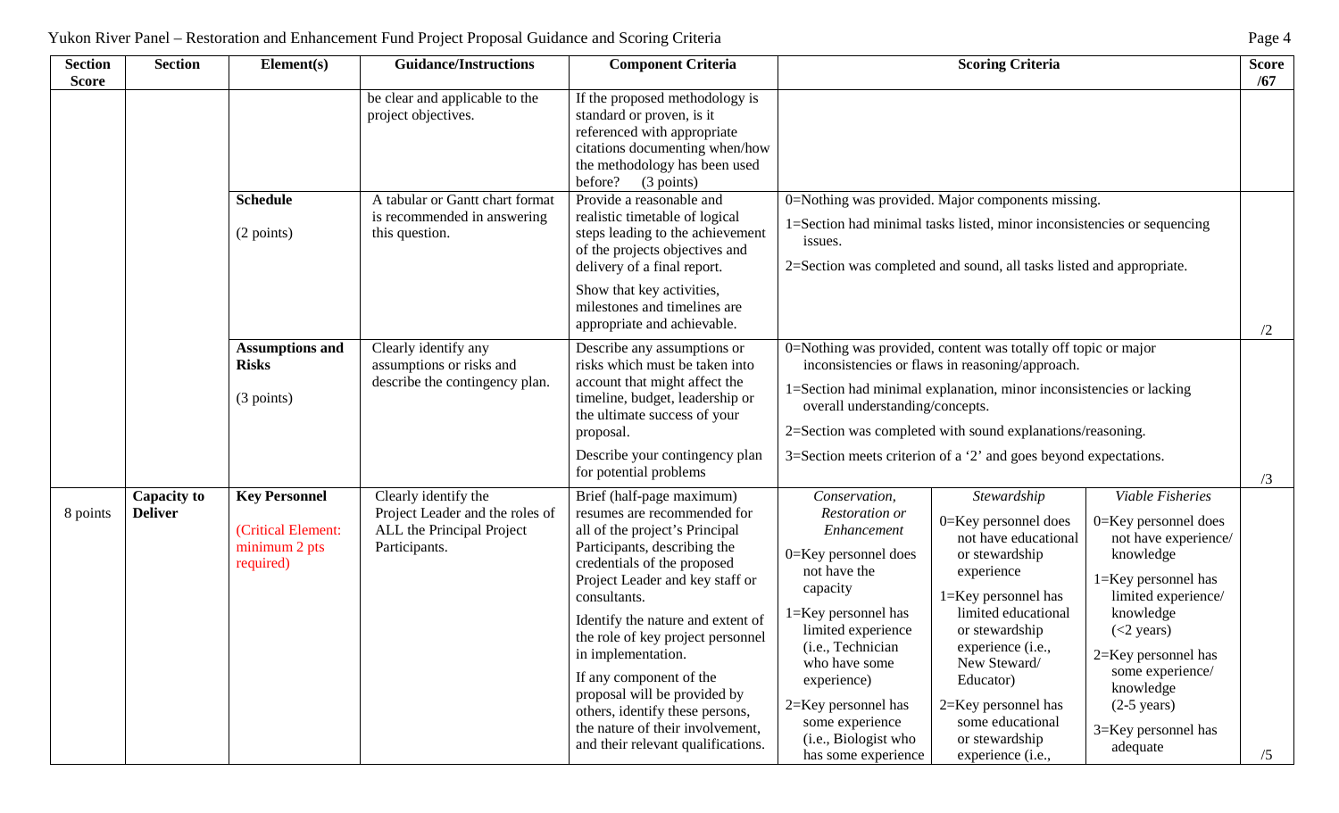| Section Score | Section | Element(s) | Guidance/Instructions | Component Criteria | Scoring Criteria | | | Score /67 |
|---|---|---|---|---|---|---|---|---|
| | | | be clear and applicable to the project objectives. | If the proposed methodology is standard or proven, is it referenced with appropriate citations documenting when/how the methodology has been used before? (3 points) | | | | |
| | | **Schedule** (2 points) | A tabular or Gantt chart format is recommended in answering this question. | Provide a reasonable and realistic timetable of logical steps leading to the achievement of the projects objectives and delivery of a final report. Show that key activities, milestones and timelines are appropriate and achievable. | 0=Nothing was provided. Major components missing. 1=Section had minimal tasks listed, minor inconsistencies or sequencing issues. 2=Section was completed and sound, all tasks listed and appropriate. | | | /2 |
| | | **Assumptions and Risks** (3 points) | Clearly identify any assumptions or risks and describe the contingency plan. | Describe any assumptions or risks which must be taken into account that might affect the timeline, budget, leadership or the ultimate success of your proposal. Describe your contingency plan for potential problems | 0=Nothing was provided, content was totally off topic or major inconsistencies or flaws in reasoning/approach. 1=Section had minimal explanation, minor inconsistencies or lacking overall understanding/concepts. 2=Section was completed with sound explanations/reasoning. 3=Section meets criterion of a '2' and goes beyond expectations. | | | /3 |
| 8 points | **Capacity to Deliver** | **Key Personnel** (Critical Element: minimum 2 pts required) | Clearly identify the Project Leader and the roles of ALL the Principal Project Participants. | Brief (half-page maximum) resumes are recommended for all of the project's Principal Participants, describing the credentials of the proposed Project Leader and key staff or consultants. Identify the nature and extent of the role of key project personnel in implementation. If any component of the proposal will be provided by others, identify these persons, the nature of their involvement, and their relevant qualifications. | *Conservation, Restoration or Enhancement* 0=Key personnel does not have the capacity 1=Key personnel has limited experience (i.e., Technician who have some experience) 2=Key personnel has some experience (i.e., Biologist who has some experience | *Stewardship* 0=Key personnel does not have educational or stewardship experience 1=Key personnel has limited educational or stewardship experience (i.e., New Steward/ Educator) 2=Key personnel has some educational or stewardship experience (i.e., | *Viable Fisheries* 0=Key personnel does not have experience/ knowledge 1=Key personnel has limited experience/ knowledge (<2 years) 2=Key personnel has some experience/ knowledge (2-5 years) 3=Key personnel has adequate | /5 |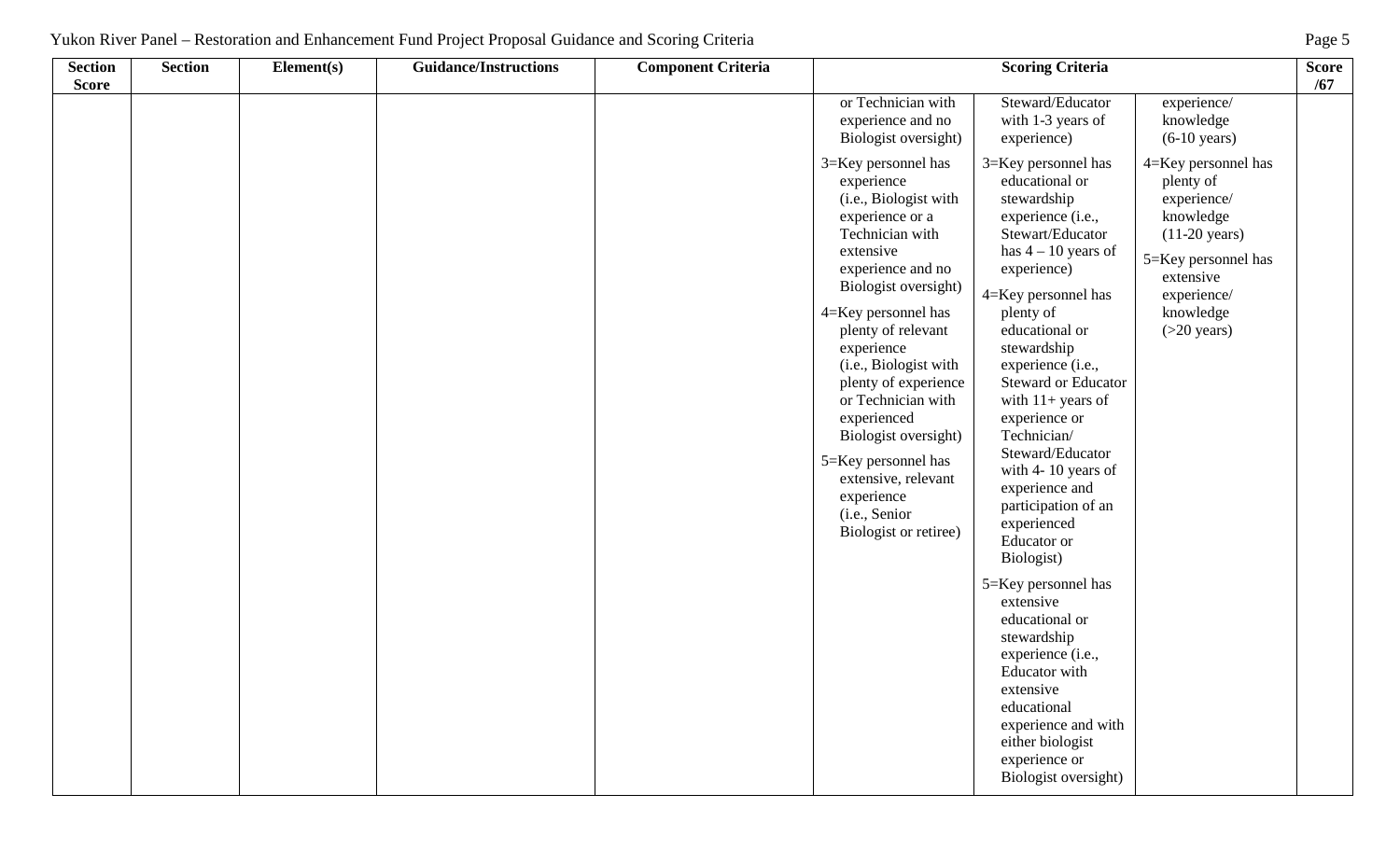| Section Score | Section | Element(s) | Guidance/Instructions | Component Criteria | Scoring Criteria | | | Score /67 |
|---|---|---|---|---|---|---|---|---|
| | | | | | or Technician with experience and no Biologist oversight)<br><br>3=Key personnel has experience (i.e., Biologist with experience or a Technician with extensive experience and no Biologist oversight)<br><br>4=Key personnel has plenty of relevant experience (i.e., Biologist with plenty of experience or Technician with experienced Biologist oversight)<br><br>5=Key personnel has extensive, relevant experience (i.e., Senior Biologist or retiree) | Steward/Educator with 1-3 years of experience)<br><br>3=Key personnel has educational or stewardship experience (i.e., Stewart/Educator has 4 – 10 years of experience)<br><br>4=Key personnel has plenty of educational or stewardship experience (i.e., Steward or Educator with 11+ years of experience or Technician/ Steward/Educator with 4- 10 years of experience and participation of an experienced Educator or Biologist)<br><br>5=Key personnel has extensive educational or stewardship experience (i.e., Educator with extensive educational experience and with either biologist experience or Biologist oversight) | experience/ knowledge (6-10 years)<br><br>4=Key personnel has plenty of experience/ knowledge (11-20 years)<br><br>5=Key personnel has extensive experience/ knowledge (>20 years) | |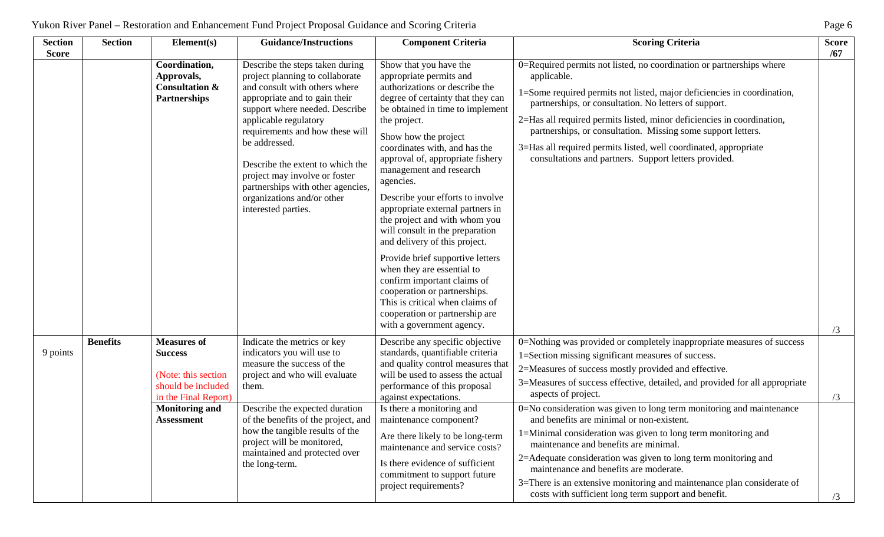| Section Score | Section | Element(s) | Guidance/Instructions | Component Criteria | Scoring Criteria | Score /67 |
|---|---|---|---|---|---|---|
| | | **Coordination, Approvals, Consultation & Partnerships** | Describe the steps taken during project planning to collaborate and consult with others where appropriate and to gain their support where needed. Describe applicable regulatory requirements and how these will be addressed.<br><br>Describe the extent to which the project may involve or foster partnerships with other agencies, organizations and/or other interested parties. | Show that you have the appropriate permits and authorizations or describe the degree of certainty that they can be obtained in time to implement the project.<br><br>Show how the project coordinates with, and has the approval of, appropriate fishery management and research agencies.<br><br>Describe your efforts to involve appropriate external partners in the project and with whom you will consult in the preparation and delivery of this project.<br><br>Provide brief supportive letters when they are essential to confirm important claims of cooperation or partnerships. This is critical when claims of cooperation or partnership are with a government agency. | 0=Required permits not listed, no coordination or partnerships where applicable.<br><br>1=Some required permits not listed, major deficiencies in coordination, partnerships, or consultation. No letters of support.<br><br>2=Has all required permits listed, minor deficiencies in coordination, partnerships, or consultation. Missing some support letters.<br><br>3=Has all required permits listed, well coordinated, appropriate consultations and partners. Support letters provided. | /3 |
| 9 points | **Benefits** | **Measures of Success**<br><br>(Note: this section should be included in the Final Report) | Indicate the metrics or key indicators you will use to measure the success of the project and who will evaluate them. | Describe any specific objective standards, quantifiable criteria and quality control measures that will be used to assess the actual performance of this proposal against expectations. | 0=Nothing was provided or completely inappropriate measures of success<br><br>1=Section missing significant measures of success.<br><br>2=Measures of success mostly provided and effective.<br><br>3=Measures of success effective, detailed, and provided for all appropriate aspects of project. | /3 |
| | | **Monitoring and Assessment** | Describe the expected duration of the benefits of the project, and how the tangible results of the project will be monitored, maintained and protected over the long-term. | Is there a monitoring and maintenance component?<br><br>Are there likely to be long-term maintenance and service costs?<br><br>Is there evidence of sufficient commitment to support future project requirements? | 0=No consideration was given to long term monitoring and maintenance and benefits are minimal or non-existent.<br><br>1=Minimal consideration was given to long term monitoring and maintenance and benefits are minimal.<br><br>2=Adequate consideration was given to long term monitoring and maintenance and benefits are moderate.<br><br>3=There is an extensive monitoring and maintenance plan considerate of costs with sufficient long term support and benefit. | /3 |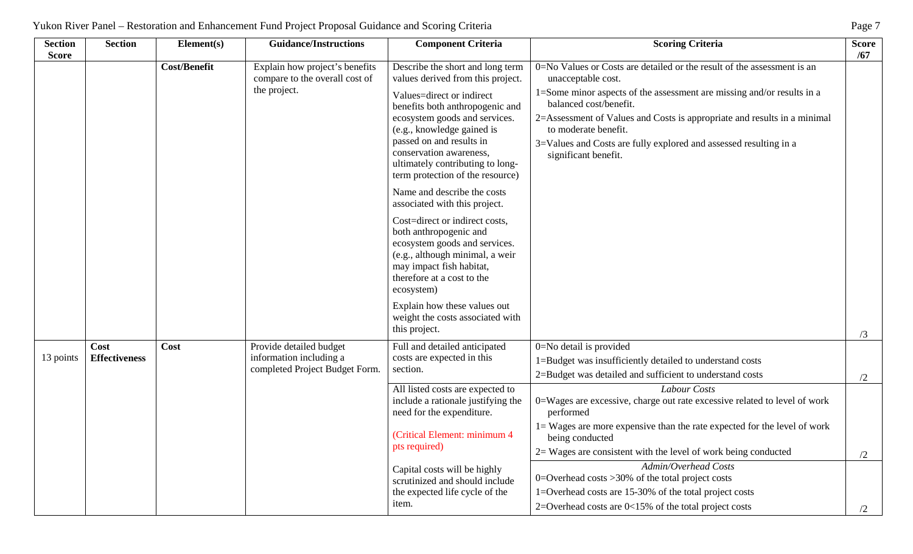| Section Score | Section | Element(s) | Guidance/Instructions | Component Criteria | Scoring Criteria | Score /67 |
|---|---|---|---|---|---|---|
| | | **Cost/Benefit** | Explain how project's benefits compare to the overall cost of the project. | Describe the short and long term values derived from this project.<br><br>Values=direct or indirect benefits both anthropogenic and ecosystem goods and services. (e.g., knowledge gained is passed on and results in conservation awareness, ultimately contributing to long-term protection of the resource)<br><br>Name and describe the costs associated with this project.<br><br>Cost=direct or indirect costs, both anthropogenic and ecosystem goods and services. (e.g., although minimal, a weir may impact fish habitat, therefore at a cost to the ecosystem)<br><br>Explain how these values out weight the costs associated with this project. | 0=No Values or Costs are detailed or the result of the assessment is an unacceptable cost.<br>1=Some minor aspects of the assessment are missing and/or results in a balanced cost/benefit.<br>2=Assessment of Values and Costs is appropriate and results in a minimal to moderate benefit.<br>3=Values and Costs are fully explored and assessed resulting in a significant benefit. | /3 |
| 13 points | **Cost Effectiveness** | **Cost** | Provide detailed budget information including a completed Project Budget Form. | Full and detailed anticipated costs are expected in this section. | 0=No detail is provided<br>1=Budget was insufficiently detailed to understand costs<br>2=Budget was detailed and sufficient to understand costs | /2 |
| | | | | All listed costs are expected to include a rationale justifying the need for the expenditure.<br><br>(Critical Element: minimum 4 pts required)<br><br>Capital costs will be highly scrutinized and should include the expected life cycle of the item. | *Labour Costs*<br>0=Wages are excessive, charge out rate excessive related to level of work performed<br>1= Wages are more expensive than the rate expected for the level of work being conducted<br>2= Wages are consistent with the level of work being conducted | /2 |
| | | | | | *Admin/Overhead Costs*<br>0=Overhead costs >30% of the total project costs<br>1=Overhead costs are 15-30% of the total project costs<br>2=Overhead costs are 0<15% of the total project costs | /2 |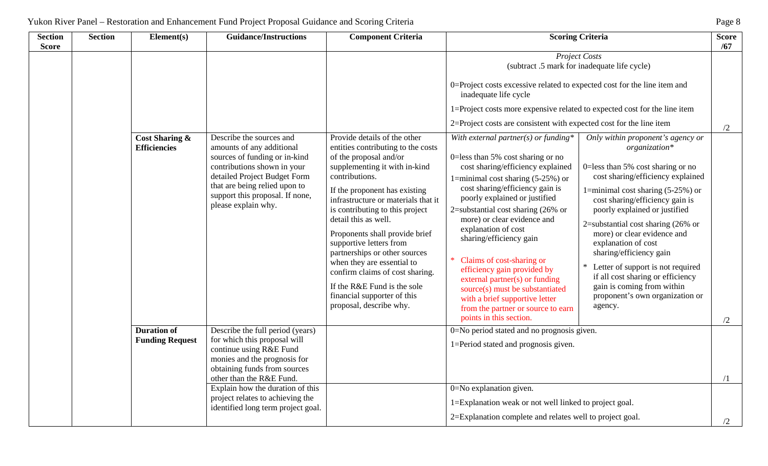| Section Score | Section | Element(s) | Guidance/Instructions | Component Criteria | Scoring Criteria | | Score /67 |
|---|---|---|---|---|---|---|---|
| | | | | | *Project Costs*<br>(subtract .5 mark for inadequate life cycle)<br>0=Project costs excessive related to expected cost for the line item and inadequate life cycle<br>1=Project costs more expensive related to expected cost for the line item<br>2=Project costs are consistent with expected cost for the line item | | /2 |
| | | **Cost Sharing & Efficiencies** | Describe the sources and amounts of any additional sources of funding or in-kind contributions shown in your detailed Project Budget Form that are being relied upon to support this proposal. If none, please explain why. | Provide details of the other entities contributing to the costs of the proposal and/or supplementing it with in-kind contributions.<br>If the proponent has existing infrastructure or materials that it is contributing to this project detail this as well.<br>Proponents shall provide brief supportive letters from partnerships or other sources when they are essential to confirm claims of cost sharing.<br>If the R&E Fund is the sole financial supporter of this proposal, describe why. | *With external partner(s) or funding**<br>0=less than 5% cost sharing or no cost sharing/efficiency explained<br>1=minimal cost sharing (5-25%) or cost sharing/efficiency gain is poorly explained or justified<br>2=substantial cost sharing (26% or more) or clear evidence and explanation of cost sharing/efficiency gain<br>* Claims of cost-sharing or efficiency gain provided by external partner(s) or funding source(s) must be substantiated with a brief supportive letter from the partner or source to earn points in this section. | *Only within proponent's agency or organization**<br>0=less than 5% cost sharing or no cost sharing/efficiency explained<br>1=minimal cost sharing (5-25%) or cost sharing/efficiency gain is poorly explained or justified<br>2=substantial cost sharing (26% or more) or clear evidence and explanation of cost sharing/efficiency gain<br>* Letter of support is not required if all cost sharing or efficiency gain is coming from within proponent's own organization or agency. | /2 |
| | | **Duration of Funding Request** | Describe the full period (years) for which this proposal will continue using R&E Fund monies and the prognosis for obtaining funds from sources other than the R&E Fund. | | 0=No period stated and no prognosis given.<br>1=Period stated and prognosis given. | | /1 |
| | | | Explain how the duration of this project relates to achieving the identified long term project goal. | | 0=No explanation given.<br>1=Explanation weak or not well linked to project goal.<br>2=Explanation complete and relates well to project goal. | | /2 |